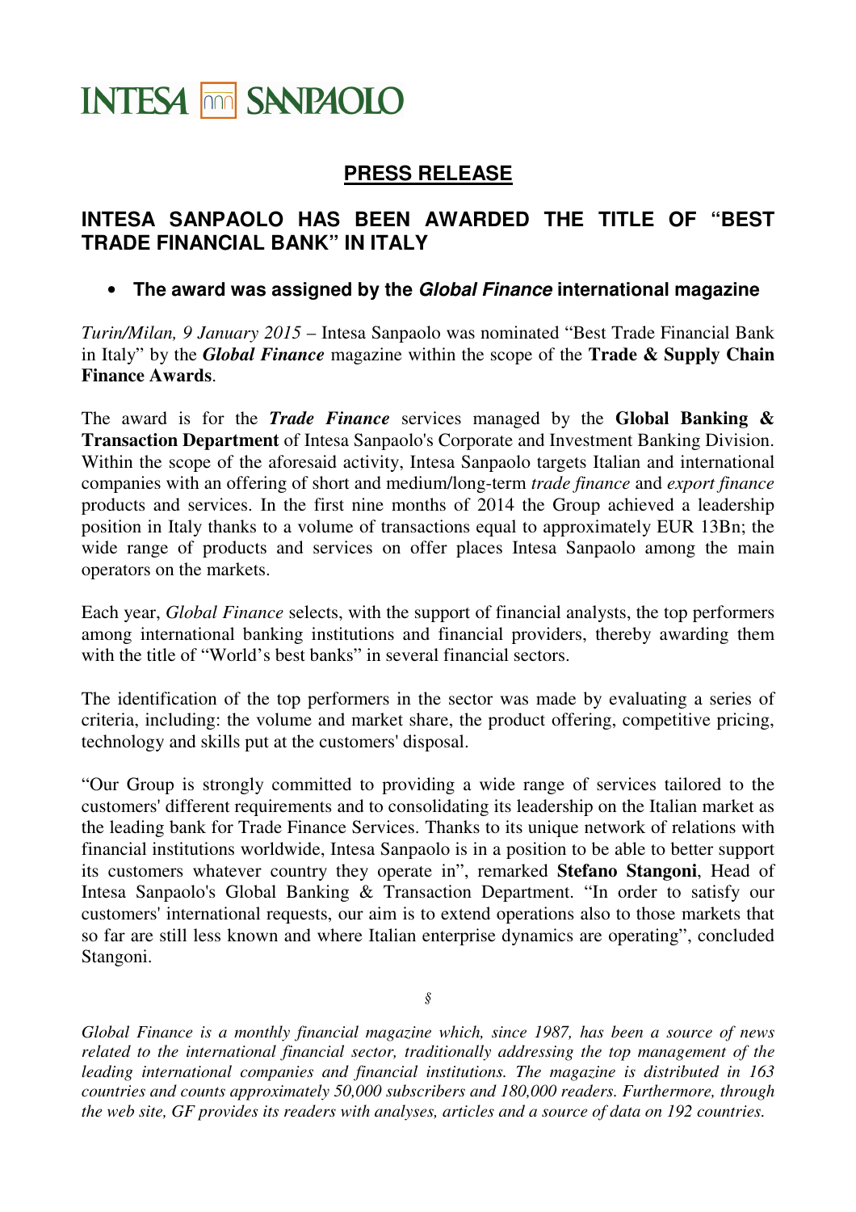INTESA SANPAOLO

## PRESS RELEASE

# INTESA SANPAOLO HAS BEEN AWARDED THE TITLE OF "BEST TRADE FINANCIAL BANK" IN ITALY

- **The award was assigned by the *Global Finance* international magazine**

*Turin/Milan, 9 January 2015* – Intesa Sanpaolo was nominated "Best Trade Financial Bank in Italy" by the ***Global Finance*** magazine within the scope of the **Trade & Supply Chain Finance Awards**.

The award is for the ***Trade Finance*** services managed by the **Global Banking & Transaction Department** of Intesa Sanpaolo's Corporate and Investment Banking Division. Within the scope of the aforesaid activity, Intesa Sanpaolo targets Italian and international companies with an offering of short and medium/long-term *trade finance* and *export finance* products and services. In the first nine months of 2014 the Group achieved a leadership position in Italy thanks to a volume of transactions equal to approximately EUR 13Bn; the wide range of products and services on offer places Intesa Sanpaolo among the main operators on the markets.

Each year, *Global Finance* selects, with the support of financial analysts, the top performers among international banking institutions and financial providers, thereby awarding them with the title of "World's best banks" in several financial sectors.

The identification of the top performers in the sector was made by evaluating a series of criteria, including: the volume and market share, the product offering, competitive pricing, technology and skills put at the customers' disposal.

"Our Group is strongly committed to providing a wide range of services tailored to the customers' different requirements and to consolidating its leadership on the Italian market as the leading bank for Trade Finance Services. Thanks to its unique network of relations with financial institutions worldwide, Intesa Sanpaolo is in a position to be able to better support its customers whatever country they operate in", remarked **Stefano Stangoni**, Head of Intesa Sanpaolo's Global Banking & Transaction Department. "In order to satisfy our customers' international requests, our aim is to extend operations also to those markets that so far are still less known and where Italian enterprise dynamics are operating", concluded Stangoni.

§

*Global Finance is a monthly financial magazine which, since 1987, has been a source of news related to the international financial sector, traditionally addressing the top management of the leading international companies and financial institutions. The magazine is distributed in 163 countries and counts approximately 50,000 subscribers and 180,000 readers. Furthermore, through the web site, GF provides its readers with analyses, articles and a source of data on 192 countries.*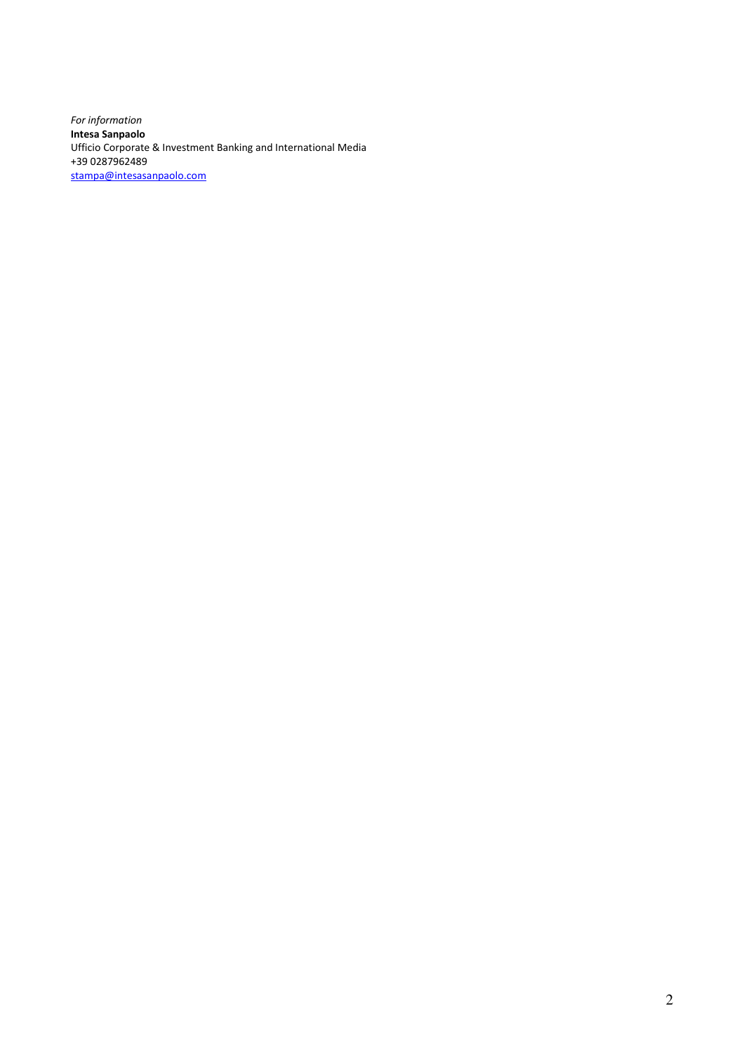*For information*
**Intesa Sanpaolo**
Ufficio Corporate & Investment Banking and International Media
+39 0287962489
stampa@intesasanpaolo.com